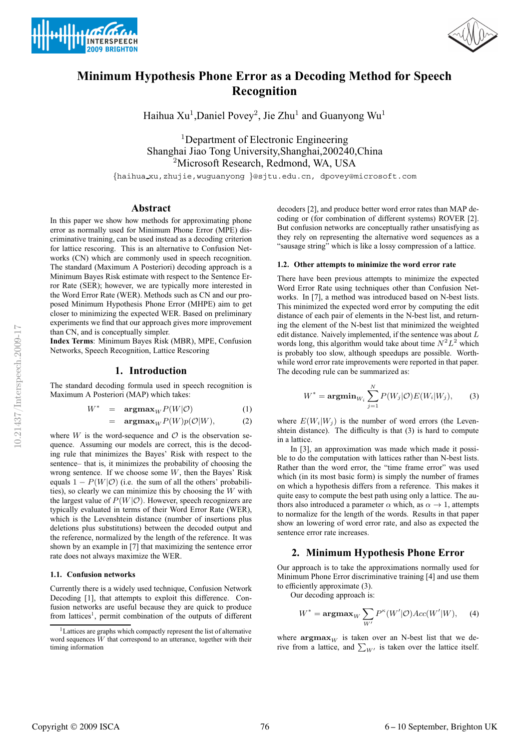# Minimum Hypothesis Phone Error as a Decoding Method for Speech Recognition

Haihua Xu[1], Daniel Povey[2], Jie Zhu[1] and Guanyong Wu[1]

[1]Department of Electronic Engineering
Shanghai Jiao Tong University, Shanghai, 200240, China
[2]Microsoft Research, Redmond, WA, USA

{haihua_xu, zhujie, wuguanyong }@sjtu.edu.cn, dpovey@microsoft.com

## Abstract

In this paper we show how methods for approximating phone error as normally used for Minimum Phone Error (MPE) discriminative training, can be used instead as a decoding criterion for lattice rescoring. This is an alternative to Confusion Networks (CN) which are commonly used in speech recognition. The standard (Maximum A Posteriori) decoding approach is a Minimum Bayes Risk estimate with respect to the Sentence Error Rate (SER); however, we are typically more interested in the Word Error Rate (WER). Methods such as CN and our proposed Minimum Hypothesis Phone Error (MHPE) aim to get closer to minimizing the expected WER. Based on preliminary experiments we find that our approach gives more improvement than CN, and is conceptually simpler.

**Index Terms**: Minimum Bayes Risk (MBR), MPE, Confusion Networks, Speech Recognition, Lattice Rescoring

## 1. Introduction

The standard decoding formula used in speech recognition is Maximum A Posteriori (MAP) which takes:

$$W^* = \mathbf{argmax}_W P(W|\mathcal{O}) \quad (1)$$

$$= \mathbf{argmax}_W P(W)p(\mathcal{O}|W), \quad (2)$$

where $W$ is the word-sequence and $\mathcal{O}$ is the observation sequence. Assuming our models are correct, this is the decoding rule that minimizes the Bayes' Risk with respect to the sentence– that is, it minimizes the probability of choosing the wrong sentence. If we choose some $W$, then the Bayes' Risk equals $1 - P(W|\mathcal{O})$ (i.e. the sum of all the others' probabilities), so clearly we can minimize this by choosing the $W$ with the largest value of $P(W|\mathcal{O})$. However, speech recognizers are typically evaluated in terms of their Word Error Rate (WER), which is the Levenshtein distance (number of insertions plus deletions plus substitutions) between the decoded output and the reference, normalized by the length of the reference. It was shown by an example in [7] that maximizing the sentence error rate does not always maximize the WER.

### 1.1. Confusion networks

Currently there is a widely used technique, Confusion Network Decoding [1], that attempts to exploit this difference. Confusion networks are useful because they are quick to produce from lattices[1], permit combination of the outputs of different decoders [2], and produce better word error rates than MAP decoding or (for combination of different systems) ROVER [2]. But confusion networks are conceptually rather unsatisfying as they rely on representing the alternative word sequences as a "sausage string" which is like a lossy compression of a lattice.

[1]Lattices are graphs which compactly represent the list of alternative word sequences $W$ that correspond to an utterance, together with their timing information

### 1.2. Other attempts to minimize the word error rate

There have been previous attempts to minimize the expected Word Error Rate using techniques other than Confusion Networks. In [7], a method was introduced based on N-best lists. This minimized the expected word error by computing the edit distance of each pair of elements in the N-best list, and returning the element of the N-best list that minimized the weighted edit distance. Naively implemented, if the sentence was about $L$ words long, this algorithm would take about time $N^2L^2$ which is probably too slow, although speedups are possible. Worthwhile word error rate improvements were reported in that paper. The decoding rule can be summarized as:

$$W^* = \mathbf{argmin}_{W_i} \sum_{j=1}^{N} P(W_j|\mathcal{O})E(W_i|W_j), \quad (3)$$

where $E(W_i|W_j)$ is the number of word errors (the Levenshtein distance). The difficulty is that (3) is hard to compute in a lattice.

In [3], an approximation was made which made it possible to do the computation with lattices rather than N-best lists. Rather than the word error, the "time frame error" was used which (in its most basic form) is simply the number of frames on which a hypothesis differs from a reference. This makes it quite easy to compute the best path using only a lattice. The authors also introduced a parameter $\alpha$ which, as $\alpha \to 1$, attempts to normalize for the length of the words. Results in that paper show an lowering of word error rate, and also as expected the sentence error rate increases.

## 2. Minimum Hypothesis Phone Error

Our approach is to take the approximations normally used for Minimum Phone Error discriminative training [4] and use them to efficiently approximate (3).

Our decoding approach is:

$$W^* = \mathbf{argmax}_W \sum_{W'} P^{\kappa}(W'|\mathcal{O})Acc(W'|W), \quad (4)$$

where $\mathbf{argmax}_W$ is taken over an N-best list that we derive from a lattice, and $\sum_{W'}$ is taken over the lattice itself.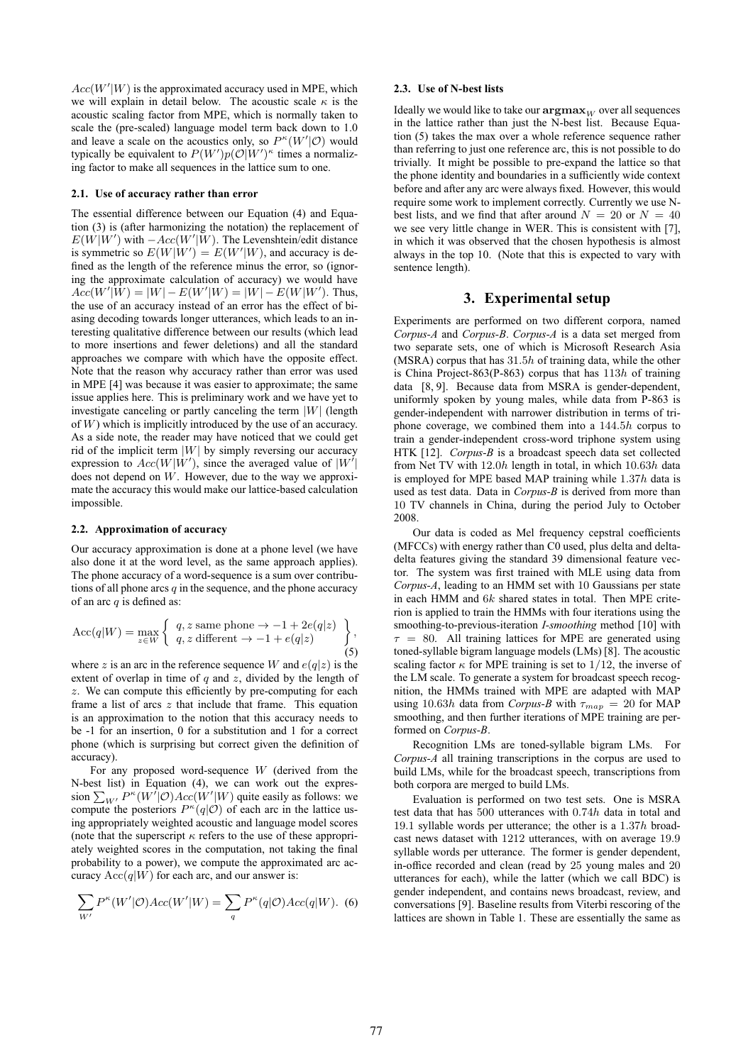$Acc(W'|W)$ is the approximated accuracy used in MPE, which we will explain in detail below. The acoustic scale $\kappa$ is the acoustic scaling factor from MPE, which is normally taken to scale the (pre-scaled) language model term back down to 1.0 and leave a scale on the acoustics only, so $P^{\kappa}(W'|\mathcal{O})$ would typically be equivalent to $P(W')p(\mathcal{O}|W')^{\kappa}$ times a normalizing factor to make all sequences in the lattice sum to one.

### 2.1. Use of accuracy rather than error

The essential difference between our Equation (4) and Equation (3) is (after harmonizing the notation) the replacement of $E(W|W')$ with $-Acc(W'|W)$. The Levenshtein/edit distance is symmetric so $E(W|W') = E(W'|W)$, and accuracy is defined as the length of the reference minus the error, so (ignoring the approximate calculation of accuracy) we would have $Acc(W'|W) = |W| - E(W'|W) = |W| - E(W|W')$. Thus, the use of an accuracy instead of an error has the effect of biasing decoding towards longer utterances, which leads to an interesting qualitative difference between our results (which lead to more insertions and fewer deletions) and all the standard approaches we compare with which have the opposite effect. Note that the reason why accuracy rather than error was used in MPE [4] was because it was easier to approximate; the same issue applies here. This is preliminary work and we have yet to investigate canceling or partly canceling the term $|W|$ (length of $W$) which is implicitly introduced by the use of an accuracy. As a side note, the reader may have noticed that we could get rid of the implicit term $|W|$ by simply reversing our accuracy expression to $Acc(W|W')$, since the averaged value of $|W'|$ does not depend on $W$. However, due to the way we approximate the accuracy this would make our lattice-based calculation impossible.

### 2.2. Approximation of accuracy

Our accuracy approximation is done at a phone level (we have also done it at the word level, as the same approach applies). The phone accuracy of a word-sequence is a sum over contributions of all phone arcs $q$ in the sequence, and the phone accuracy of an arc $q$ is defined as:

$$\mathrm{Acc}(q|W) = \max_{z \in W} \left\{ \begin{array}{l} q, z \text{ same phone} \rightarrow -1 + 2e(q|z) \\ q, z \text{ different} \rightarrow -1 + e(q|z) \end{array} \right\}, \quad (5)$$

where $z$ is an arc in the reference sequence $W$ and $e(q|z)$ is the extent of overlap in time of $q$ and $z$, divided by the length of $z$. We can compute this efficiently by pre-computing for each frame a list of arcs $z$ that include that frame. This equation is an approximation to the notion that this accuracy needs to be -1 for an insertion, 0 for a substitution and 1 for a correct phone (which is surprising but correct given the definition of accuracy).

For any proposed word-sequence $W$ (derived from the N-best list) in Equation (4), we can work out the expression $\sum_{W'} P^{\kappa}(W'|\mathcal{O})Acc(W'|W)$ quite easily as follows: we compute the posteriors $P^{\kappa}(q|\mathcal{O})$ of each arc in the lattice using appropriately weighted acoustic and language model scores (note that the superscript $\kappa$ refers to the use of these appropriately weighted scores in the computation, not taking the final probability to a power), we compute the approximated arc accuracy $\mathrm{Acc}(q|W)$ for each arc, and our answer is:

$$\sum_{W'} P^{\kappa}(W'|\mathcal{O})Acc(W'|W) = \sum_{q} P^{\kappa}(q|\mathcal{O})Acc(q|W). \quad (6)$$

### 2.3. Use of N-best lists

Ideally we would like to take our $\mathbf{argmax}_W$ over all sequences in the lattice rather than just the N-best list. Because Equation (5) takes the max over a whole reference sequence rather than referring to just one reference arc, this is not possible to do trivially. It might be possible to pre-expand the lattice so that the phone identity and boundaries in a sufficiently wide context before and after any arc were always fixed. However, this would require some work to implement correctly. Currently we use N-best lists, and we find that after around $N = 20$ or $N = 40$ we see very little change in WER. This is consistent with [7], in which it was observed that the chosen hypothesis is almost always in the top 10. (Note that this is expected to vary with sentence length).

## 3. Experimental setup

Experiments are performed on two different corpora, named *Corpus-A* and *Corpus-B*. *Corpus-A* is a data set merged from two separate sets, one of which is Microsoft Research Asia (MSRA) corpus that has $31.5h$ of training data, while the other is China Project-863(P-863) corpus that has $113h$ of training data [8, 9]. Because data from MSRA is gender-dependent, uniformly spoken by young males, while data from P-863 is gender-independent with narrower distribution in terms of triphone coverage, we combined them into a $144.5h$ corpus to train a gender-independent cross-word triphone system using HTK [12]. *Corpus-B* is a broadcast speech data set collected from Net TV with $12.0h$ length in total, in which $10.63h$ data is employed for MPE based MAP training while $1.37h$ data is used as test data. Data in *Corpus-B* is derived from more than 10 TV channels in China, during the period July to October 2008.

Our data is coded as Mel frequency cepstral coefficients (MFCCs) with energy rather than C0 used, plus delta and delta-delta features giving the standard 39 dimensional feature vector. The system was first trained with MLE using data from *Corpus-A*, leading to an HMM set with 10 Gaussians per state in each HMM and $6k$ shared states in total. Then MPE criterion is applied to train the HMMs with four iterations using the smoothing-to-previous-iteration *I-smoothing* method [10] with $\tau = 80$. All training lattices for MPE are generated using toned-syllable bigram language models (LMs) [8]. The acoustic scaling factor $\kappa$ for MPE training is set to $1/12$, the inverse of the LM scale. To generate a system for broadcast speech recognition, the HMMs trained with MPE are adapted with MAP using $10.63h$ data from *Corpus-B* with $\tau_{map} = 20$ for MAP smoothing, and then further iterations of MPE training are performed on *Corpus-B*.

Recognition LMs are toned-syllable bigram LMs. For *Corpus-A* all training transcriptions in the corpus are used to build LMs, while for the broadcast speech, transcriptions from both corpora are merged to build LMs.

Evaluation is performed on two test sets. One is MSRA test data that has 500 utterances with $0.74h$ data in total and 19.1 syllable words per utterance; the other is a $1.37h$ broadcast news dataset with 1212 utterances, with on average 19.9 syllable words per utterance. The former is gender dependent, in-office recorded and clean (read by 25 young males and 20 utterances for each), while the latter (which we call BDC) is gender independent, and contains news broadcast, review, and conversations [9]. Baseline results from Viterbi rescoring of the lattices are shown in Table 1. These are essentially the same as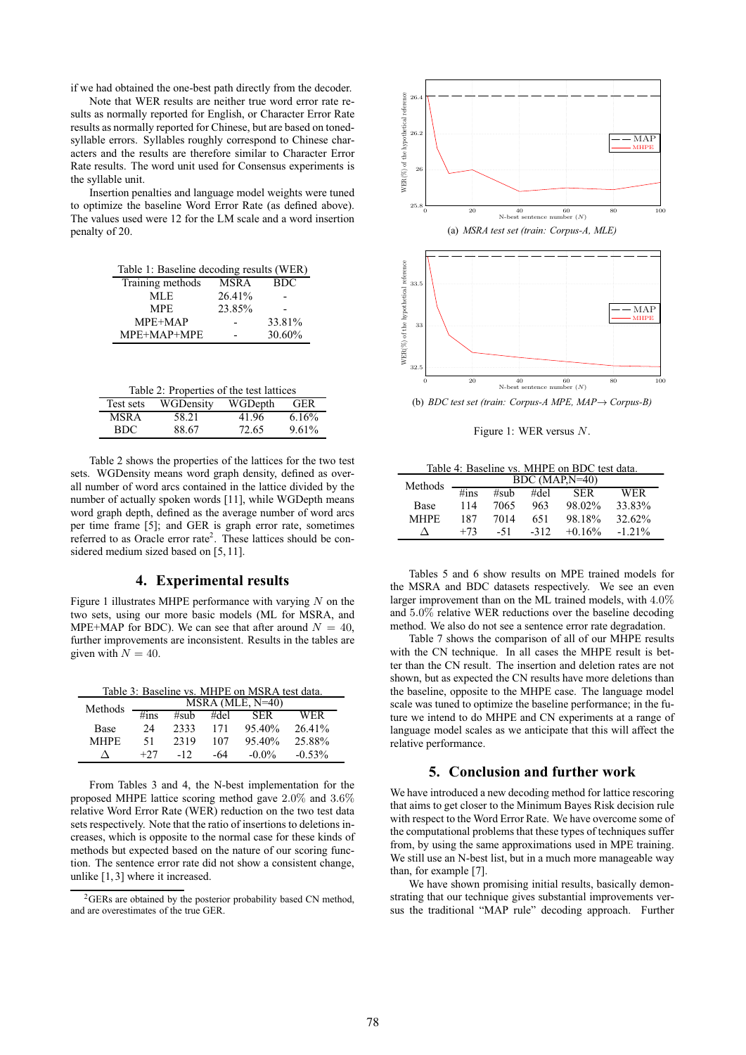if we had obtained the one-best path directly from the decoder.

Note that WER results are neither true word error rate results as normally reported for English, or Character Error Rate results as normally reported for Chinese, but are based on toned-syllable errors. Syllables roughly correspond to Chinese characters and the results are therefore similar to Character Error Rate results. The word unit used for Consensus experiments is the syllable unit.

Insertion penalties and language model weights were tuned to optimize the baseline Word Error Rate (as defined above). The values used were 12 for the LM scale and a word insertion penalty of 20.

Table 1: Baseline decoding results (WER)

| Training methods | MSRA | BDC |
|---|---|---|
| MLE | 26.41% | - |
| MPE | 23.85% | - |
| MPE+MAP | - | 33.81% |
| MPE+MAP+MPE | - | 30.60% |

Table 2: Properties of the test lattices

| Test sets | WGDensity | WGDepth | GER |
|---|---|---|---|
| MSRA | 58.21 | 41.96 | 6.16% |
| BDC | 88.67 | 72.65 | 9.61% |

Table 2 shows the properties of the lattices for the two test sets. WGDensity means word graph density, defined as overall number of word arcs contained in the lattice divided by the number of actually spoken words [11], while WGDepth means word graph depth, defined as the average number of word arcs per time frame [5]; and GER is graph error rate, sometimes referred to as Oracle error rate[2]. These lattices should be considered medium sized based on [5, 11].

## 4. Experimental results

Figure 1 illustrates MHPE performance with varying $N$ on the two sets, using our more basic models (ML for MSRA, and MPE+MAP for BDC). We can see that after around $N = 40$, further improvements are inconsistent. Results in the tables are given with $N = 40$.

Table 3: Baseline vs. MHPE on MSRA test data.

| Methods | MSRA (MLE, N=40) | | | | |
|---|---|---|---|---|---|
| | #ins | #sub | #del | SER | WER |
| Base | 24 | 2333 | 171 | 95.40% | 26.41% |
| MHPE | 51 | 2319 | 107 | 95.40% | 25.88% |
| Δ | +27 | -12 | -64 | -0.0% | -0.53% |

From Tables 3 and 4, the N-best implementation for the proposed MHPE lattice scoring method gave $2.0\%$ and $3.6\%$ relative Word Error Rate (WER) reduction on the two test data sets respectively. Note that the ratio of insertions to deletions increases, which is opposite to the normal case for these kinds of methods but expected based on the nature of our scoring function. The sentence error rate did not show a consistent change, unlike [1, 3] where it increased.

[2]GERs are obtained by the posterior probability based CN method, and are overestimates of the true GER.

(a) *MSRA test set (train: Corpus-A, MLE)*

(b) *BDC test set (train: Corpus-A MPE, MAP→ Corpus-B)*

Figure 1: WER versus $N$.

Table 4: Baseline vs. MHPE on BDC test data.

| Methods | BDC (MAP,N=40) | | | | |
|---|---|---|---|---|---|
| | #ins | #sub | #del | SER | WER |
| Base | 114 | 7065 | 963 | 98.02% | 33.83% |
| MHPE | 187 | 7014 | 651 | 98.18% | 32.62% |
| Δ | +73 | -51 | -312 | +0.16% | -1.21% |

Tables 5 and 6 show results on MPE trained models for the MSRA and BDC datasets respectively. We see an even larger improvement than on the ML trained models, with $4.0\%$ and $5.0\%$ relative WER reductions over the baseline decoding method. We also do not see a sentence error rate degradation.

Table 7 shows the comparison of all of our MHPE results with the CN technique. In all cases the MHPE result is better than the CN result. The insertion and deletion rates are not shown, but as expected the CN results have more deletions than the baseline, opposite to the MHPE case. The language model scale was tuned to optimize the baseline performance; in the future we intend to do MHPE and CN experiments at a range of language model scales as we anticipate that this will affect the relative performance.

## 5. Conclusion and further work

We have introduced a new decoding method for lattice rescoring that aims to get closer to the Minimum Bayes Risk decision rule with respect to the Word Error Rate. We have overcome some of the computational problems that these types of techniques suffer from, by using the same approximations used in MPE training. We still use an N-best list, but in a much more manageable way than, for example [7].

We have shown promising initial results, basically demonstrating that our technique gives substantial improvements versus the traditional "MAP rule" decoding approach. Further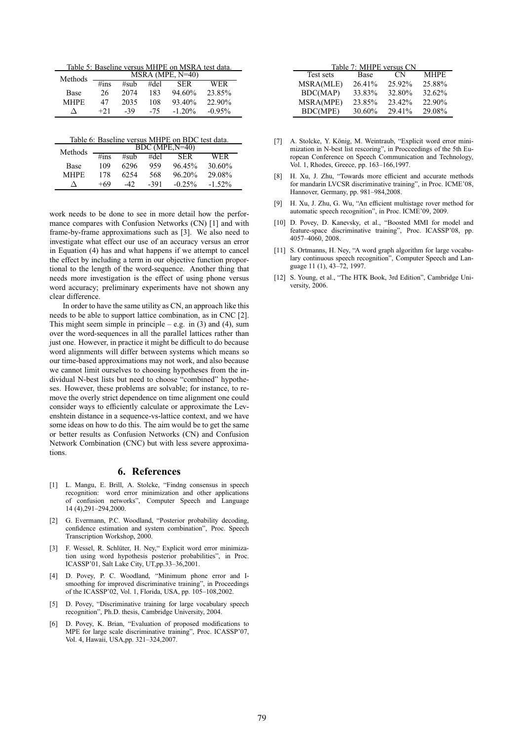Table 5: Baseline versus MHPE on MSRA test data.

| Methods | MSRA (MPE, N=40) | | | | |
|---|---|---|---|---|---|
| | #ins | #sub | #del | SER | WER |
| Base | 26 | 2074 | 183 | 94.60% | 23.85% |
| MHPE | 47 | 2035 | 108 | 93.40% | 22.90% |
| Δ | +21 | -39 | -75 | -1.20% | -0.95% |

Table 6: Baseline versus MHPE on BDC test data.

| Methods | BDC (MPE,N=40) | | | | |
|---|---|---|---|---|---|
| | #ins | #sub | #del | SER | WER |
| Base | 109 | 6296 | 959 | 96.45% | 30.60% |
| MHPE | 178 | 6254 | 568 | 96.20% | 29.08% |
| Δ | +69 | -42 | -391 | -0.25% | -1.52% |

work needs to be done to see in more detail how the performance compares with Confusion Networks (CN) [1] and with frame-by-frame approximations such as [3]. We also need to investigate what effect our use of an accuracy versus an error in Equation (4) has and what happens if we attempt to cancel the effect by including a term in our objective function proportional to the length of the word-sequence. Another thing that needs more investigation is the effect of using phone versus word accuracy; preliminary experiments have not shown any clear difference.

In order to have the same utility as CN, an approach like this needs to be able to support lattice combination, as in CNC [2]. This might seem simple in principle – e.g. in (3) and (4), sum over the word-sequences in all the parallel lattices rather than just one. However, in practice it might be difficult to do because word alignments will differ between systems which means so our time-based approximations may not work, and also because we cannot limit ourselves to choosing hypotheses from the individual N-best lists but need to choose "combined" hypotheses. However, these problems are solvable; for instance, to remove the overly strict dependence on time alignment one could consider ways to efficiently calculate or approximate the Levenshtein distance in a sequence-vs-lattice context, and we have some ideas on how to do this. The aim would be to get the same or better results as Confusion Networks (CN) and Confusion Network Combination (CNC) but with less severe approximations.

## 6. References

[1] L. Mangu, E. Brill, A. Stolcke, "Findng consensus in speech recognition: word error minimization and other applications of confusion networks", Computer Speech and Language 14 (4),291–294,2000.

[2] G. Evermann, P.C. Woodland, "Posterior probability decoding, confidence estimation and system combination", Proc. Speech Transcription Workshop, 2000.

[3] F. Wessel, R. Schlüter, H. Ney," Explicit word error minimization using word hypothesis posterior probabilities", in Proc. ICASSP'01, Salt Lake City, UT,pp.33–36,2001.

[4] D. Povey, P. C. Woodland, "Minimum phone error and I-smoothing for improved discriminative training", in Proceedings of the ICASSP'02, Vol. 1, Florida, USA, pp. 105–108,2002.

[5] D. Povey, "Discriminative training for large vocabulary speech recognition", Ph.D. thesis, Cambridge University, 2004.

[6] D. Povey, K. Brian, "Evaluation of proposed modifications to MPE for large scale discriminative training", Proc. ICASSP'07, Vol. 4, Hawaii, USA,pp. 321–324,2007.

Table 7: MHPE versus CN

| Test sets | Base | CN | MHPE |
|---|---|---|---|
| MSRA(MLE) | 26.41% | 25.92% | 25.88% |
| BDC(MAP) | 33.83% | 32.80% | 32.62% |
| MSRA(MPE) | 23.85% | 23.42% | 22.90% |
| BDC(MPE) | 30.60% | 29.41% | 29.08% |

[7] A. Stolcke, Y. König, M. Weintraub, "Explicit word error minimization in N-best list rescoring", in Procceedings of the 5th European Conference on Speech Communication and Technology, Vol. 1, Rhodes, Greece, pp. 163–166,1997.

[8] H. Xu, J. Zhu, "Towards more efficient and accurate methods for mandarin LVCSR discriminative training", in Proc. ICME'08, Hannover, Germany, pp. 981–984,2008.

[9] H. Xu, J. Zhu, G. Wu, "An efficient multistage rover method for automatic speech recognition", in Proc. ICME'09, 2009.

[10] D. Povey, D. Kanevsky, et al., "Boosted MMI for model and feature-space discriminative training", Proc. ICASSP'08, pp. 4057–4060, 2008.

[11] S. Ortmanns, H. Ney, "A word graph algorithm for large vocabulary continuous speech recognition", Computer Speech and Language 11 (1), 43–72, 1997.

[12] S. Young, et al., "The HTK Book, 3rd Edition", Cambridge University, 2006.